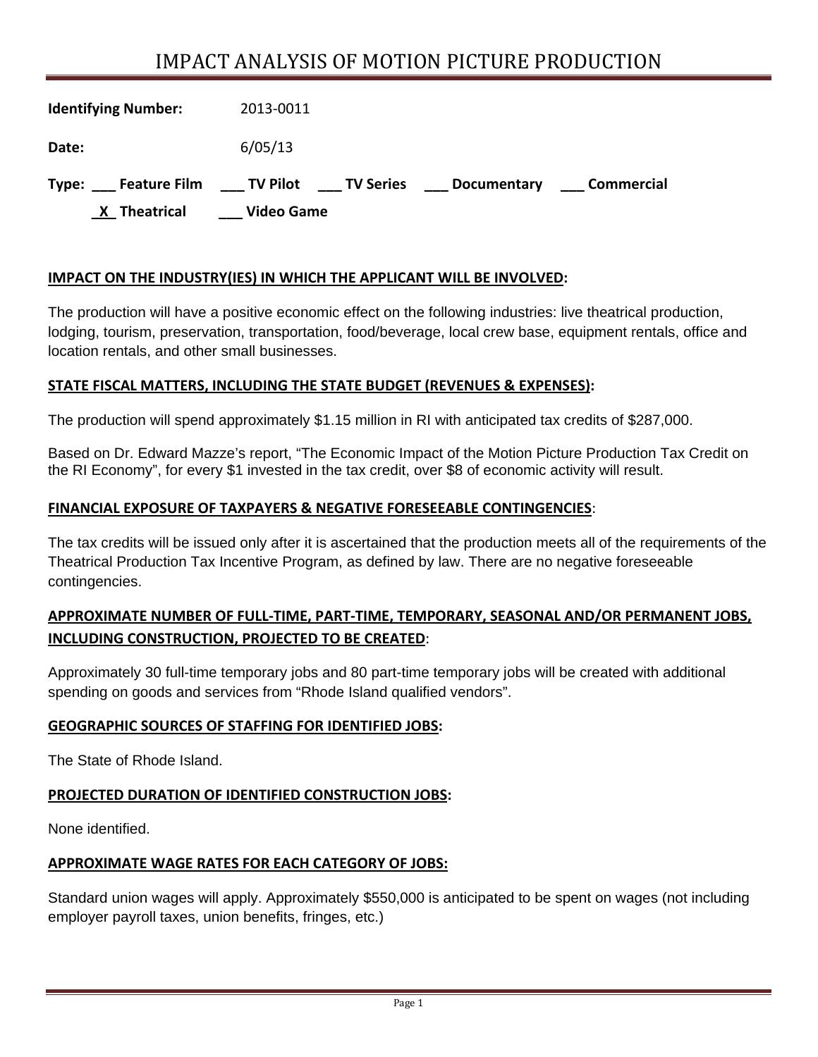# IMPACT ANALYSIS OF MOTION PICTURE PRODUCTION

**Identifying Number:** 2013-0011

**Date:** 6/05/13

**Type:** ___ **Feature Film** ___ **TV Pilot** ___ **TV Series** ___ **Documentary** ___ **Commercial**

_X_ **Theatrical** ___ **Video Game**

## IMPACT ON THE INDUSTRY(IES) IN WHICH THE APPLICANT WILL BE INVOLVED:

The production will have a positive economic effect on the following industries: live theatrical production, lodging, tourism, preservation, transportation, food/beverage, local crew base, equipment rentals, office and location rentals, and other small businesses.

## STATE FISCAL MATTERS, INCLUDING THE STATE BUDGET (REVENUES & EXPENSES):

The production will spend approximately $1.15 million in RI with anticipated tax credits of $287,000.

Based on Dr. Edward Mazze's report, "The Economic Impact of the Motion Picture Production Tax Credit on the RI Economy", for every $1 invested in the tax credit, over $8 of economic activity will result.

## FINANCIAL EXPOSURE OF TAXPAYERS & NEGATIVE FORESEEABLE CONTINGENCIES:

The tax credits will be issued only after it is ascertained that the production meets all of the requirements of the Theatrical Production Tax Incentive Program, as defined by law. There are no negative foreseeable contingencies.

## APPROXIMATE NUMBER OF FULL-TIME, PART-TIME, TEMPORARY, SEASONAL AND/OR PERMANENT JOBS, INCLUDING CONSTRUCTION, PROJECTED TO BE CREATED:

Approximately 30 full-time temporary jobs and 80 part-time temporary jobs will be created with additional spending on goods and services from "Rhode Island qualified vendors".

## GEOGRAPHIC SOURCES OF STAFFING FOR IDENTIFIED JOBS:

The State of Rhode Island.

## PROJECTED DURATION OF IDENTIFIED CONSTRUCTION JOBS:

None identified.

## APPROXIMATE WAGE RATES FOR EACH CATEGORY OF JOBS:

Standard union wages will apply. Approximately $550,000 is anticipated to be spent on wages (not including employer payroll taxes, union benefits, fringes, etc.)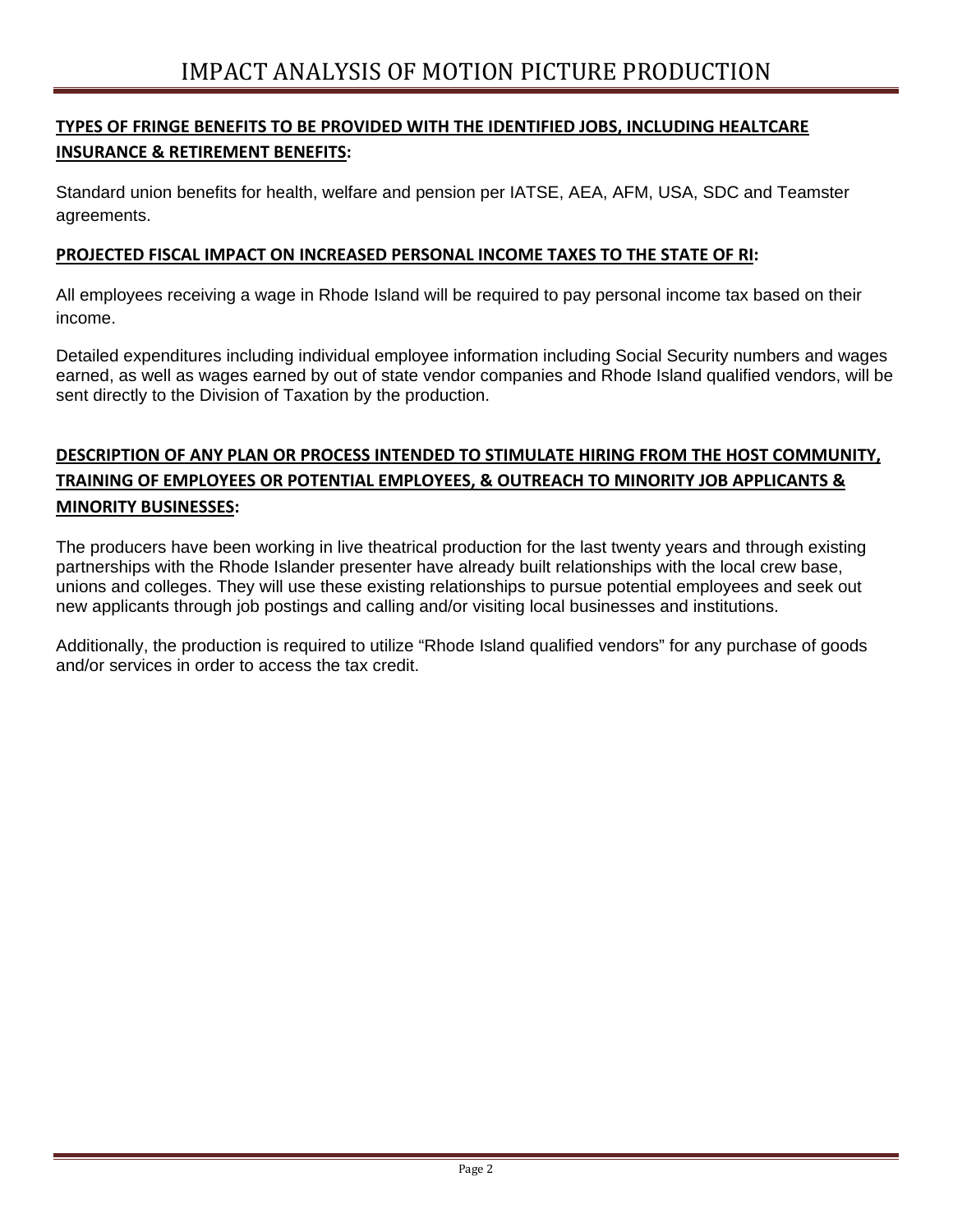**TYPES OF FRINGE BENEFITS TO BE PROVIDED WITH THE IDENTIFIED JOBS, INCLUDING HEALTCARE INSURANCE & RETIREMENT BENEFITS:**

Standard union benefits for health, welfare and pension per IATSE, AEA, AFM, USA, SDC and Teamster agreements.

**PROJECTED FISCAL IMPACT ON INCREASED PERSONAL INCOME TAXES TO THE STATE OF RI:**

All employees receiving a wage in Rhode Island will be required to pay personal income tax based on their income.

Detailed expenditures including individual employee information including Social Security numbers and wages earned, as well as wages earned by out of state vendor companies and Rhode Island qualified vendors, will be sent directly to the Division of Taxation by the production.

**DESCRIPTION OF ANY PLAN OR PROCESS INTENDED TO STIMULATE HIRING FROM THE HOST COMMUNITY, TRAINING OF EMPLOYEES OR POTENTIAL EMPLOYEES, & OUTREACH TO MINORITY JOB APPLICANTS & MINORITY BUSINESSES:**

The producers have been working in live theatrical production for the last twenty years and through existing partnerships with the Rhode Islander presenter have already built relationships with the local crew base, unions and colleges. They will use these existing relationships to pursue potential employees and seek out new applicants through job postings and calling and/or visiting local businesses and institutions.

Additionally, the production is required to utilize "Rhode Island qualified vendors" for any purchase of goods and/or services in order to access the tax credit.